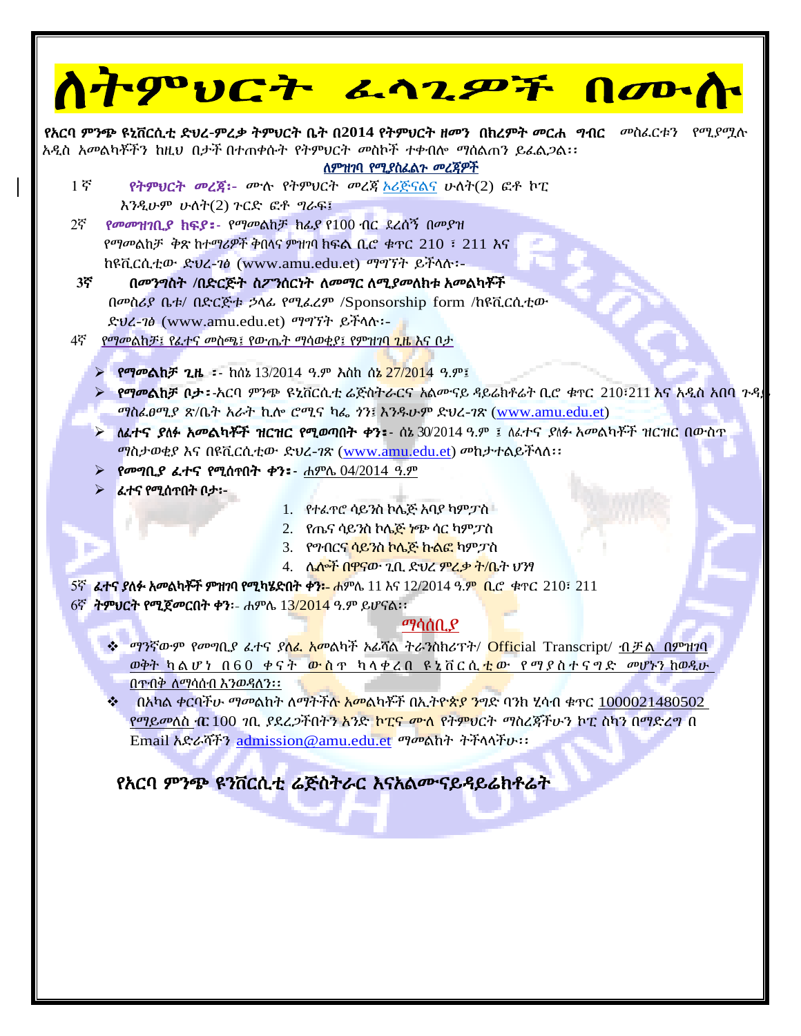# ለትምህርት ፈላጊዎች በሙሉ

**የአርባ ምንጭ ዩኒቨርሲቲ ድህረ-ምረቃ ትምህርት ቤት በ2014 የትምህርት ዘመን በክረምት መርሐ ግብር** መስፈርቱን የሚያሟሉ አዲስ አመልካቾችን ከዚህ በታች በተጠቀሱት የትምህርት መስኮች ተቀብሎ ማሰልጠን ይፈልጋል፡፡

**ለምዝገባ የሚያስፈልጉ መረጃዎች**

1ኛ **የትምህርት መረጃ፡-** ሙሉ የትምህርት መረጃ ኦሪጅናልና ሁለት(2) ፎቶ ኮፒ እንዲሁም ሁለት(2) ጉርድ ፎቶ ግራፍ፤

2ኛ **የመመዝገቢያ ክፍያ፡-** የማመልከቻ ክፊያ የ100 ብር ደረሰኝ በመያዝ የማመልከቻ ቅጽ ከተማሪዎች ቅበላና ምዝገባ ክፍል ቢሮ ቁጥር 210 ፣ 211 እና ከዩቪ.ርሲቲው ድህረ-ገፅ (www.amu.edu.et) ማግኘት ይችላሉ፡-

3ኛ **በመንግስት /በድርጅት ስፖንሰርነት ለመማር ለሚያመለክቱ አመልካቾች** በመስሪያ ቤቱ/ በድርጅቱ ኃላፊ የሚፈረም /Sponsorship form /ከዩቪ.ርሲቲው ድህረ-ገፅ (www.amu.edu.et) ማግኘት ይችላሉ፡-

4ኛ የማመልከቻ፤ የፈተና መስጫ፤ የውጤት ማሳወቂያ፤ የምዝገባ ጊዜ እና ቦታ

- **የማመልከቻ ጊዜ ፡-** ከሰኔ 13/2014 ዓ.ም እስከ ሰኔ 27/2014 ዓ.ም፤
- **የማመልከቻ ቦታ፡-**አርባ ምንጭ ዩኒቨርሲቲ ሬጅስትራርና አልሙናይ ዳይሬክቶሬት ቢሮ ቁጥር 210፣211 እና አዲስ አበባ ጉዳ... ማስፈፀሚያ ጽ/ቤት አራት ኪሎ ሮሚና ካፌ ጎን፤ እንዲሁም ድህረ-ገጽ (www.amu.edu.et)
- **ለፈተና ያለፉ አመልካቾች ዝርዝር የሚወጣበት ቀን፡-** ሰኔ 30/2014 ዓ.ም ፤ ለፈተና ያለፉ አመልካቾች ዝርዝር በውስጥ ማስታወቂያ እና በዩቪ.ርሲቲው ድህረ-ገጽ (www.amu.edu.et) መከታተልይችላሉ፡፡
- **የመግቢያ ፈተና የሚሰጥበት ቀን፡-** ሐምሌ 04/2014 ዓ.ም
- **ፈተና የሚሰጥበት ቦታ፡-**
  1. የተፈጥሮ ሳይንስ ኮሌጅ አባያ ካምፓስ
  2. የጤና ሳይንስ ኮሌጅ ነጭ ሳር ካምፓስ
  3. የግብርና ሳይንስ ኮሌጅ ኩልፎ ካምፓስ
  4. ሌሎች በዋናው ጊቢ ድህረ ምረቃ ት/ቤት ህንፃ

5ኛ **ፈተና ያለፉ አመልካቾች ምዝገባ የሚካሄድበት ቀን፡-** ሐምሌ 11 እና 12/2014 ዓ.ም ቢሮ ቁጥር 210፣ 211

6ኛ **ትምህርት የሚጀመርበት ቀን፡-** ሐምሌ 13/2014 ዓ.ም ይሆናል፡፡

**ማሳሰቢያ**

- ማንኛውም የመግቢያ ፈተና ያለፈ አመልካች ኦፊሻል ትራንስክሪፕት/ Official Transcript/ ብቻል በምዝገባ ወቅት ካልሆነ በ60 ቀናት ውስጥ ካላቀረበ ዩኒቨርሲቲው የማያስተናግድ መሆኑን ከወዲሁ በጥብቅ ለማሳሰብ እንወዳለን፡፡
- በአካል ቀርባችሁ ማመልከት ለማትችሉ አመልካቾች በኢትዮጵያ ንግድ ባንክ ሂሳብ ቁጥር 1000021480502 የማይመለስ ብር 100 ገቢ ያደረጋችበትን አንድ ኮፒና ሙሉ የትምህርት ማስረጃችሁን ኮፒ ስካን በማድረግ በ Email አድራሻችን admission@amu.edu.et ማመልከት ትችላላችሁ፡፡

**የአርባ ምንጭ ዩንቨርሲቲ ሬጅስትራር እናአልሙናይዳይሬክቶሬት**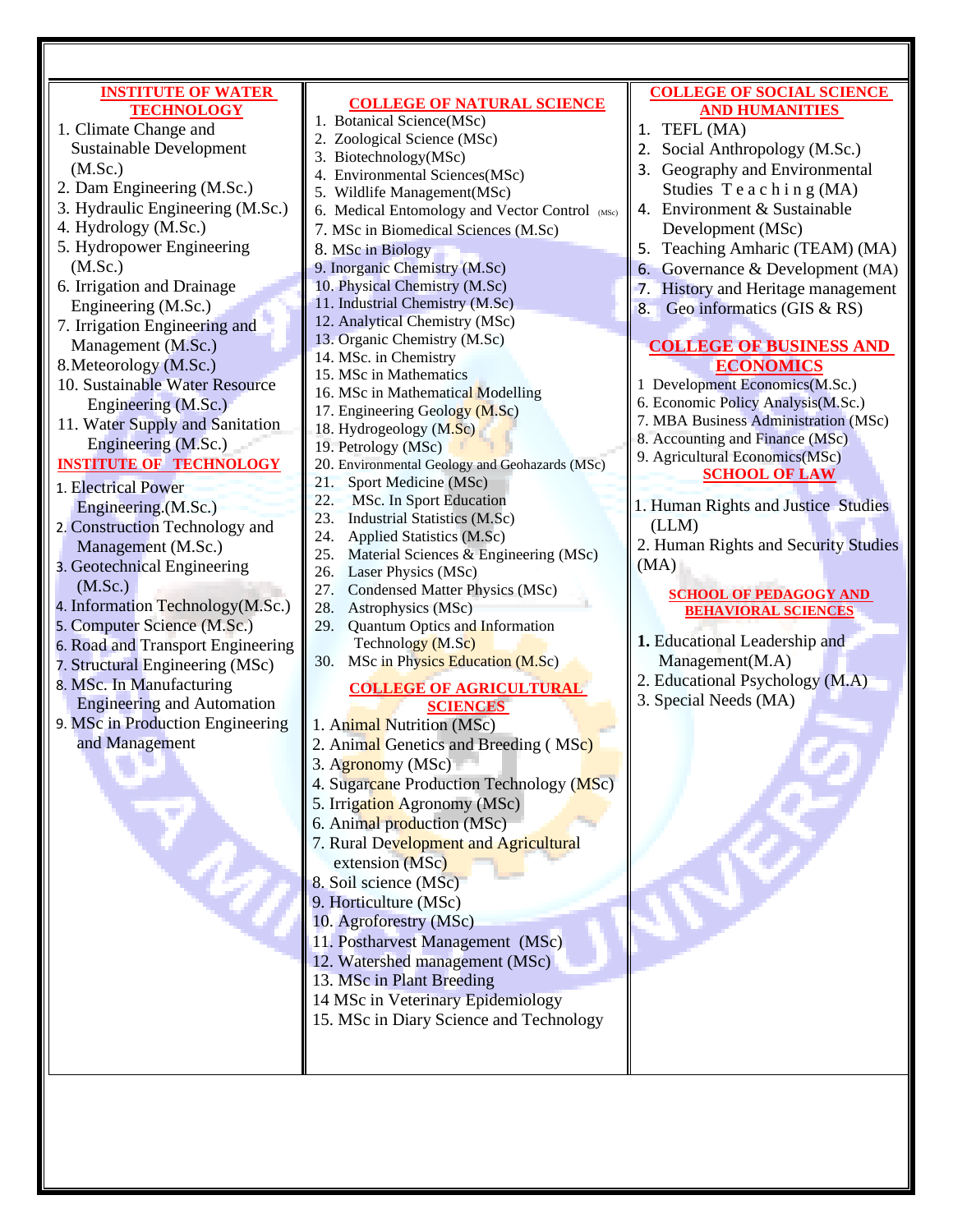## INSTITUTE OF WATER TECHNOLOGY

1. Climate Change and Sustainable Development (M.Sc.)
2. Dam Engineering (M.Sc.)
3. Hydraulic Engineering (M.Sc.)
4. Hydrology (M.Sc.)
5. Hydropower Engineering (M.Sc.)
6. Irrigation and Drainage Engineering (M.Sc.)
7. Irrigation Engineering and Management (M.Sc.)

8.Meteorology (M.Sc.)

10. Sustainable Water Resource Engineering (M.Sc.)
11. Water Supply and Sanitation Engineering (M.Sc.)

## INSTITUTE OF TECHNOLOGY

1. Electrical Power Engineering.(M.Sc.)
2. Construction Technology and Management (M.Sc.)
3. Geotechnical Engineering (M.Sc.)
4. Information Technology(M.Sc.)
5. Computer Science (M.Sc.)
6. Road and Transport Engineering
7. Structural Engineering (MSc)
8. MSc. In Manufacturing Engineering and Automation
9. MSc in Production Engineering and Management

## COLLEGE OF NATURAL SCIENCE

1. Botanical Science(MSc)
2. Zoological Science (MSc)
3. Biotechnology(MSc)
4. Environmental Sciences(MSc)
5. Wildlife Management(MSc)
6. Medical Entomology and Vector Control (MSc)
7. MSc in Biomedical Sciences (M.Sc)
8. MSc in Biology
9. Inorganic Chemistry (M.Sc)
10. Physical Chemistry (M.Sc)
11. Industrial Chemistry (M.Sc)
12. Analytical Chemistry (MSc)
13. Organic Chemistry (M.Sc)
14. MSc. in Chemistry
15. MSc in Mathematics
16. MSc in Mathematical Modelling
17. Engineering Geology (M.Sc)
18. Hydrogeology (M.Sc)
19. Petrology (MSc)
20. Environmental Geology and Geohazards (MSc)
21. Sport Medicine (MSc)
22. MSc. In Sport Education
23. Industrial Statistics (M.Sc)
24. Applied Statistics (M.Sc)
25. Material Sciences & Engineering (MSc)
26. Laser Physics (MSc)
27. Condensed Matter Physics (MSc)
28. Astrophysics (MSc)
29. Quantum Optics and Information Technology (M.Sc)
30. MSc in Physics Education (M.Sc)

## COLLEGE OF AGRICULTURAL SCIENCES

1. Animal Nutrition (MSc)
2. Animal Genetics and Breeding ( MSc)
3. Agronomy (MSc)
4. Sugarcane Production Technology (MSc)
5. Irrigation Agronomy (MSc)
6. Animal production (MSc)
7. Rural Development and Agricultural extension (MSc)
8. Soil science (MSc)
9. Horticulture (MSc)
10. Agroforestry (MSc)
11. Postharvest Management (MSc)
12. Watershed management (MSc)
13. MSc in Plant Breeding
14. MSc in Veterinary Epidemiology
15. MSc in Diary Science and Technology

## COLLEGE OF SOCIAL SCIENCE AND HUMANITIES

1. TEFL (MA)
2. Social Anthropology (M.Sc.)
3. Geography and Environmental Studies Teaching (MA)
4. Environment & Sustainable Development (MSc)
5. Teaching Amharic (TEAM) (MA)
6. Governance & Development (MA)
7. History and Heritage management
8. Geo informatics (GIS & RS)

## COLLEGE OF BUSINESS AND ECONOMICS

1 Development Economics(M.Sc.)

6. Economic Policy Analysis(M.Sc.)
7. MBA Business Administration (MSc)
8. Accounting and Finance (MSc)
9. Agricultural Economics(MSc)

## SCHOOL OF LAW

1. Human Rights and Justice Studies (LLM)
2. Human Rights and Security Studies (MA)

## SCHOOL OF PEDAGOGY AND BEHAVIORAL SCIENCES

1. Educational Leadership and Management(M.A)
2. Educational Psychology (M.A)
3. Special Needs (MA)